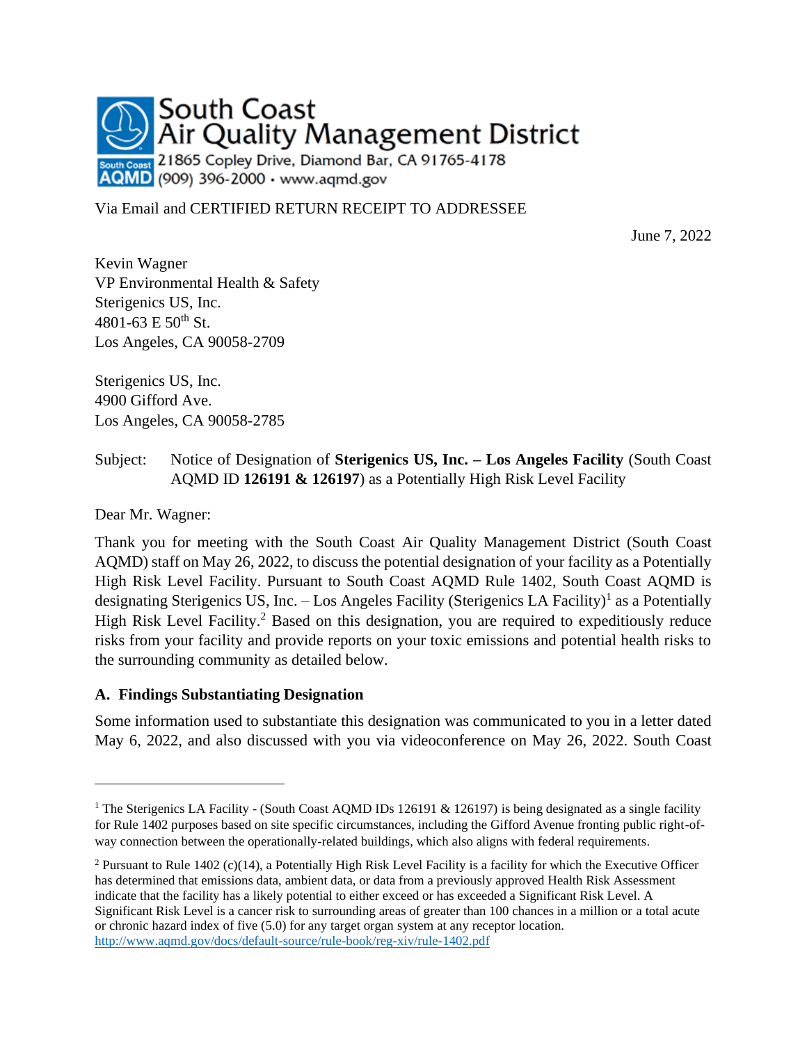South Coast
Air Quality Management District
21865 Copley Drive, Diamond Bar, CA 91765-4178
(909) 396-2000 • www.aqmd.gov

Via Email and CERTIFIED RETURN RECEIPT TO ADDRESSEE

June 7, 2022

Kevin Wagner
VP Environmental Health & Safety
Sterigenics US, Inc.
4801-63 E 50th St.
Los Angeles, CA 90058-2709

Sterigenics US, Inc.
4900 Gifford Ave.
Los Angeles, CA 90058-2785

Subject: Notice of Designation of **Sterigenics US, Inc. – Los Angeles Facility** (South Coast AQMD ID **126191 & 126197**) as a Potentially High Risk Level Facility

Dear Mr. Wagner:

Thank you for meeting with the South Coast Air Quality Management District (South Coast AQMD) staff on May 26, 2022, to discuss the potential designation of your facility as a Potentially High Risk Level Facility. Pursuant to South Coast AQMD Rule 1402, South Coast AQMD is designating Sterigenics US, Inc. – Los Angeles Facility (Sterigenics LA Facility)[1] as a Potentially High Risk Level Facility.[2] Based on this designation, you are required to expeditiously reduce risks from your facility and provide reports on your toxic emissions and potential health risks to the surrounding community as detailed below.

## A. Findings Substantiating Designation

Some information used to substantiate this designation was communicated to you in a letter dated May 6, 2022, and also discussed with you via videoconference on May 26, 2022. South Coast

---

[1] The Sterigenics LA Facility - (South Coast AQMD IDs 126191 & 126197) is being designated as a single facility for Rule 1402 purposes based on site specific circumstances, including the Gifford Avenue fronting public right-of-way connection between the operationally-related buildings, which also aligns with federal requirements.

[2] Pursuant to Rule 1402 (c)(14), a Potentially High Risk Level Facility is a facility for which the Executive Officer has determined that emissions data, ambient data, or data from a previously approved Health Risk Assessment indicate that the facility has a likely potential to either exceed or has exceeded a Significant Risk Level. A Significant Risk Level is a cancer risk to surrounding areas of greater than 100 chances in a million or a total acute or chronic hazard index of five (5.0) for any target organ system at any receptor location. http://www.aqmd.gov/docs/default-source/rule-book/reg-xiv/rule-1402.pdf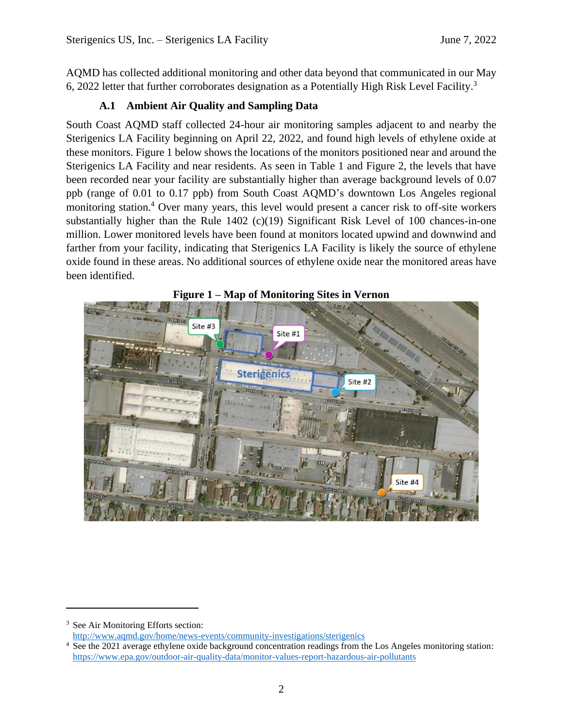AQMD has collected additional monitoring and other data beyond that communicated in our May 6, 2022 letter that further corroborates designation as a Potentially High Risk Level Facility.[3]

### A.1 Ambient Air Quality and Sampling Data

South Coast AQMD staff collected 24-hour air monitoring samples adjacent to and nearby the Sterigenics LA Facility beginning on April 22, 2022, and found high levels of ethylene oxide at these monitors. Figure 1 below shows the locations of the monitors positioned near and around the Sterigenics LA Facility and near residents. As seen in Table 1 and Figure 2, the levels that have been recorded near your facility are substantially higher than average background levels of 0.07 ppb (range of 0.01 to 0.17 ppb) from South Coast AQMD's downtown Los Angeles regional monitoring station.[4] Over many years, this level would present a cancer risk to off-site workers substantially higher than the Rule 1402 (c)(19) Significant Risk Level of 100 chances-in-one million. Lower monitored levels have been found at monitors located upwind and downwind and farther from your facility, indicating that Sterigenics LA Facility is likely the source of ethylene oxide found in these areas. No additional sources of ethylene oxide near the monitored areas have been identified.

**Figure 1 – Map of Monitoring Sites in Vernon**

---

[3] See Air Monitoring Efforts section: http://www.aqmd.gov/home/news-events/community-investigations/sterigenics

[4] See the 2021 average ethylene oxide background concentration readings from the Los Angeles monitoring station: https://www.epa.gov/outdoor-air-quality-data/monitor-values-report-hazardous-air-pollutants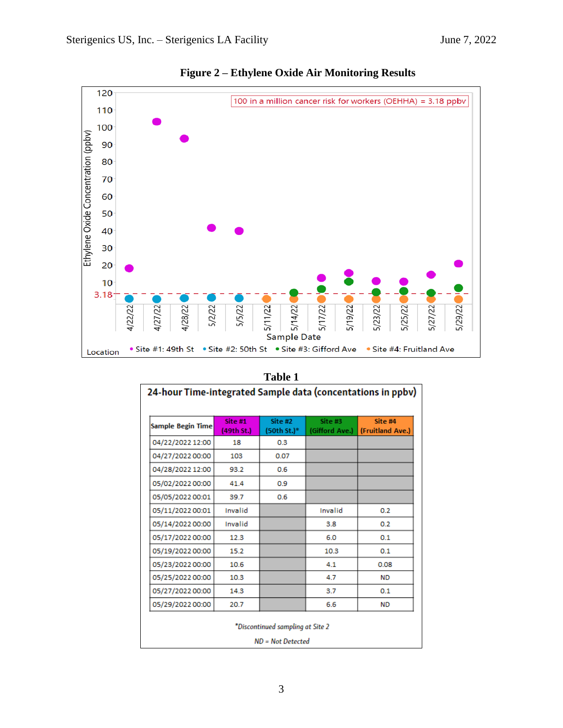**Figure 2 – Ethylene Oxide Air Monitoring Results**

**Table 1**

**24-hour Time-integrated Sample data (concentations in ppbv)**

| Sample Begin Time | Site #1 (49th St.) | Site #2 (50th St.)* | Site #3 (Gifford Ave.) | Site #4 (Fruitland Ave.) |
|---|---|---|---|---|
| 04/22/2022 12:00 | 18 | 0.3 | | |
| 04/27/2022 00:00 | 103 | 0.07 | | |
| 04/28/2022 12:00 | 93.2 | 0.6 | | |
| 05/02/2022 00:00 | 41.4 | 0.9 | | |
| 05/05/2022 00:01 | 39.7 | 0.6 | | |
| 05/11/2022 00:01 | Invalid | | Invalid | 0.2 |
| 05/14/2022 00:00 | Invalid | | 3.8 | 0.2 |
| 05/17/2022 00:00 | 12.3 | | 6.0 | 0.1 |
| 05/19/2022 00:00 | 15.2 | | 10.3 | 0.1 |
| 05/23/2022 00:00 | 10.6 | | 4.1 | 0.08 |
| 05/25/2022 00:00 | 10.3 | | 4.7 | ND |
| 05/27/2022 00:00 | 14.3 | | 3.7 | 0.1 |
| 05/29/2022 00:00 | 20.7 | | 6.6 | ND |

*\*Discontinued sampling at Site 2*

*ND = Not Detected*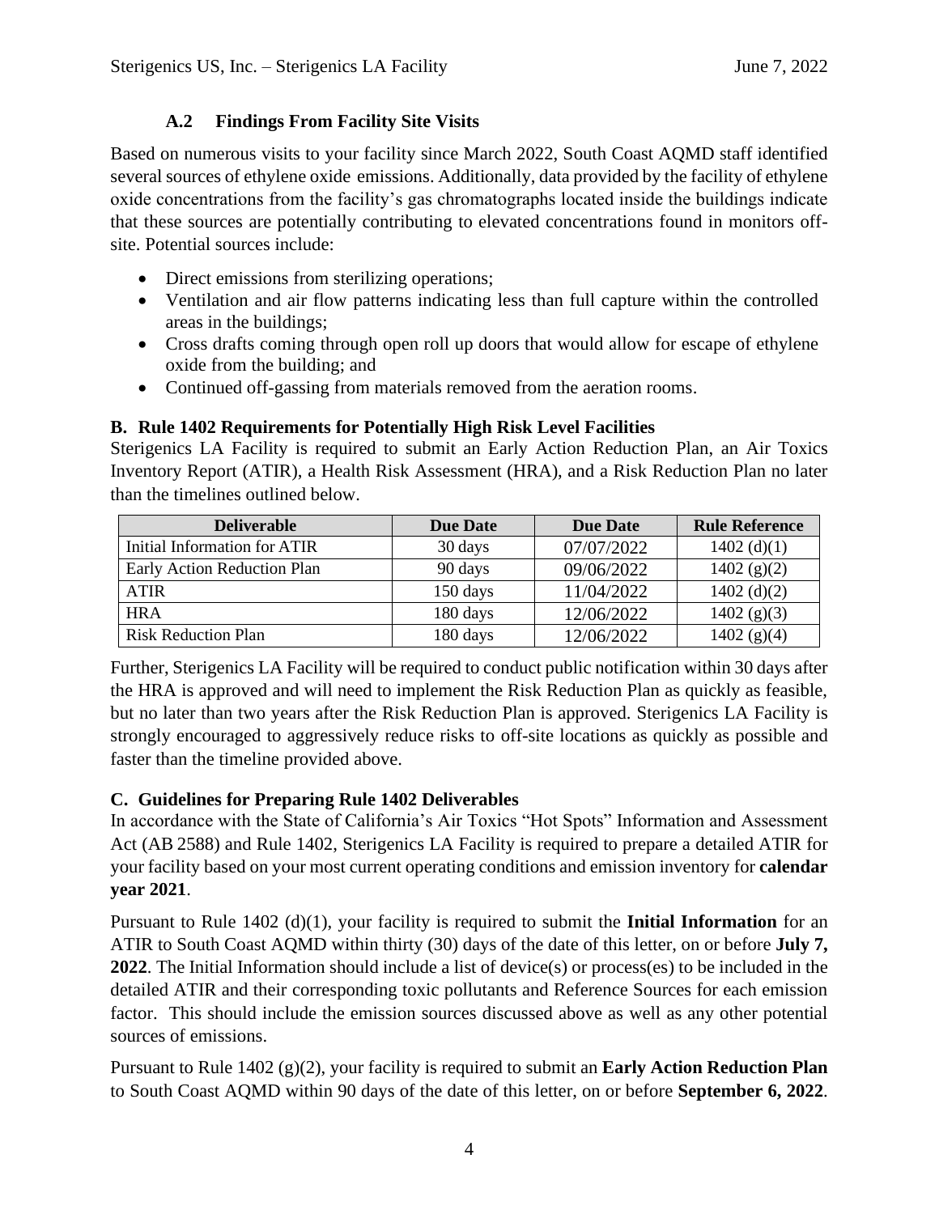### A.2 Findings From Facility Site Visits

Based on numerous visits to your facility since March 2022, South Coast AQMD staff identified several sources of ethylene oxide emissions. Additionally, data provided by the facility of ethylene oxide concentrations from the facility's gas chromatographs located inside the buildings indicate that these sources are potentially contributing to elevated concentrations found in monitors off-site. Potential sources include:

- Direct emissions from sterilizing operations;
- Ventilation and air flow patterns indicating less than full capture within the controlled areas in the buildings;
- Cross drafts coming through open roll up doors that would allow for escape of ethylene oxide from the building; and
- Continued off-gassing from materials removed from the aeration rooms.

## B. Rule 1402 Requirements for Potentially High Risk Level Facilities

Sterigenics LA Facility is required to submit an Early Action Reduction Plan, an Air Toxics Inventory Report (ATIR), a Health Risk Assessment (HRA), and a Risk Reduction Plan no later than the timelines outlined below.

| Deliverable | Due Date | Due Date | Rule Reference |
|---|---|---|---|
| Initial Information for ATIR | 30 days | 07/07/2022 | 1402 (d)(1) |
| Early Action Reduction Plan | 90 days | 09/06/2022 | 1402 (g)(2) |
| ATIR | 150 days | 11/04/2022 | 1402 (d)(2) |
| HRA | 180 days | 12/06/2022 | 1402 (g)(3) |
| Risk Reduction Plan | 180 days | 12/06/2022 | 1402 (g)(4) |

Further, Sterigenics LA Facility will be required to conduct public notification within 30 days after the HRA is approved and will need to implement the Risk Reduction Plan as quickly as feasible, but no later than two years after the Risk Reduction Plan is approved. Sterigenics LA Facility is strongly encouraged to aggressively reduce risks to off-site locations as quickly as possible and faster than the timeline provided above.

## C. Guidelines for Preparing Rule 1402 Deliverables

In accordance with the State of California's Air Toxics "Hot Spots" Information and Assessment Act (AB 2588) and Rule 1402, Sterigenics LA Facility is required to prepare a detailed ATIR for your facility based on your most current operating conditions and emission inventory for **calendar year 2021**.

Pursuant to Rule 1402 (d)(1), your facility is required to submit the **Initial Information** for an ATIR to South Coast AQMD within thirty (30) days of the date of this letter, on or before **July 7, 2022**. The Initial Information should include a list of device(s) or process(es) to be included in the detailed ATIR and their corresponding toxic pollutants and Reference Sources for each emission factor. This should include the emission sources discussed above as well as any other potential sources of emissions.

Pursuant to Rule 1402 (g)(2), your facility is required to submit an **Early Action Reduction Plan** to South Coast AQMD within 90 days of the date of this letter, on or before **September 6, 2022**.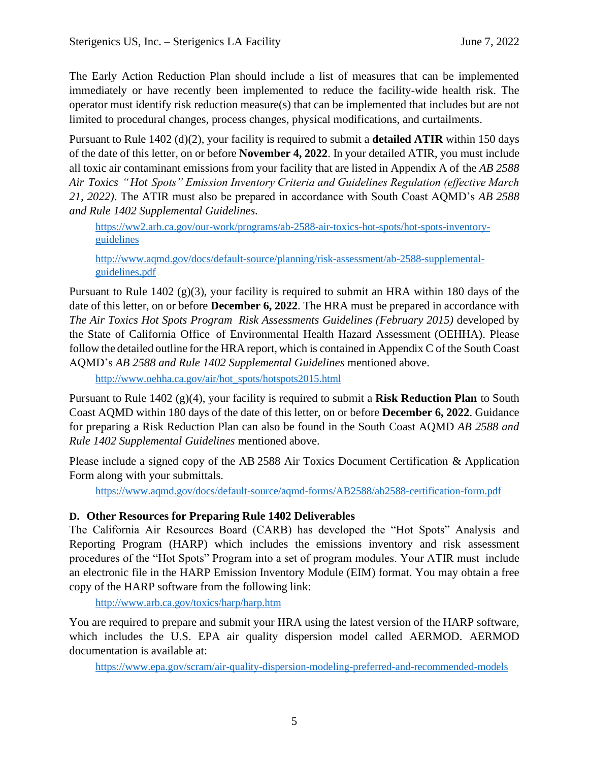The Early Action Reduction Plan should include a list of measures that can be implemented immediately or have recently been implemented to reduce the facility-wide health risk. The operator must identify risk reduction measure(s) that can be implemented that includes but are not limited to procedural changes, process changes, physical modifications, and curtailments.

Pursuant to Rule 1402 (d)(2), your facility is required to submit a **detailed ATIR** within 150 days of the date of this letter, on or before **November 4, 2022**. In your detailed ATIR, you must include all toxic air contaminant emissions from your facility that are listed in Appendix A of the *AB 2588 Air Toxics "Hot Spots" Emission Inventory Criteria and Guidelines Regulation (effective March 21, 2022)*. The ATIR must also be prepared in accordance with South Coast AQMD's *AB 2588 and Rule 1402 Supplemental Guidelines.*

> https://ww2.arb.ca.gov/our-work/programs/ab-2588-air-toxics-hot-spots/hot-spots-inventory-guidelines
>
> http://www.aqmd.gov/docs/default-source/planning/risk-assessment/ab-2588-supplemental-guidelines.pdf

Pursuant to Rule 1402 (g)(3), your facility is required to submit an HRA within 180 days of the date of this letter, on or before **December 6, 2022**. The HRA must be prepared in accordance with *The Air Toxics Hot Spots Program Risk Assessments Guidelines (February 2015)* developed by the State of California Office of Environmental Health Hazard Assessment (OEHHA). Please follow the detailed outline for the HRA report, which is contained in Appendix C of the South Coast AQMD's *AB 2588 and Rule 1402 Supplemental Guidelines* mentioned above.

> http://www.oehha.ca.gov/air/hot_spots/hotspots2015.html

Pursuant to Rule 1402 (g)(4), your facility is required to submit a **Risk Reduction Plan** to South Coast AQMD within 180 days of the date of this letter, on or before **December 6, 2022**. Guidance for preparing a Risk Reduction Plan can also be found in the South Coast AQMD *AB 2588 and Rule 1402 Supplemental Guidelines* mentioned above.

Please include a signed copy of the AB 2588 Air Toxics Document Certification & Application Form along with your submittals.

> https://www.aqmd.gov/docs/default-source/aqmd-forms/AB2588/ab2588-certification-form.pdf

### D. Other Resources for Preparing Rule 1402 Deliverables

The California Air Resources Board (CARB) has developed the "Hot Spots" Analysis and Reporting Program (HARP) which includes the emissions inventory and risk assessment procedures of the "Hot Spots" Program into a set of program modules. Your ATIR must include an electronic file in the HARP Emission Inventory Module (EIM) format. You may obtain a free copy of the HARP software from the following link:

> http://www.arb.ca.gov/toxics/harp/harp.htm

You are required to prepare and submit your HRA using the latest version of the HARP software, which includes the U.S. EPA air quality dispersion model called AERMOD. AERMOD documentation is available at:

> https://www.epa.gov/scram/air-quality-dispersion-modeling-preferred-and-recommended-models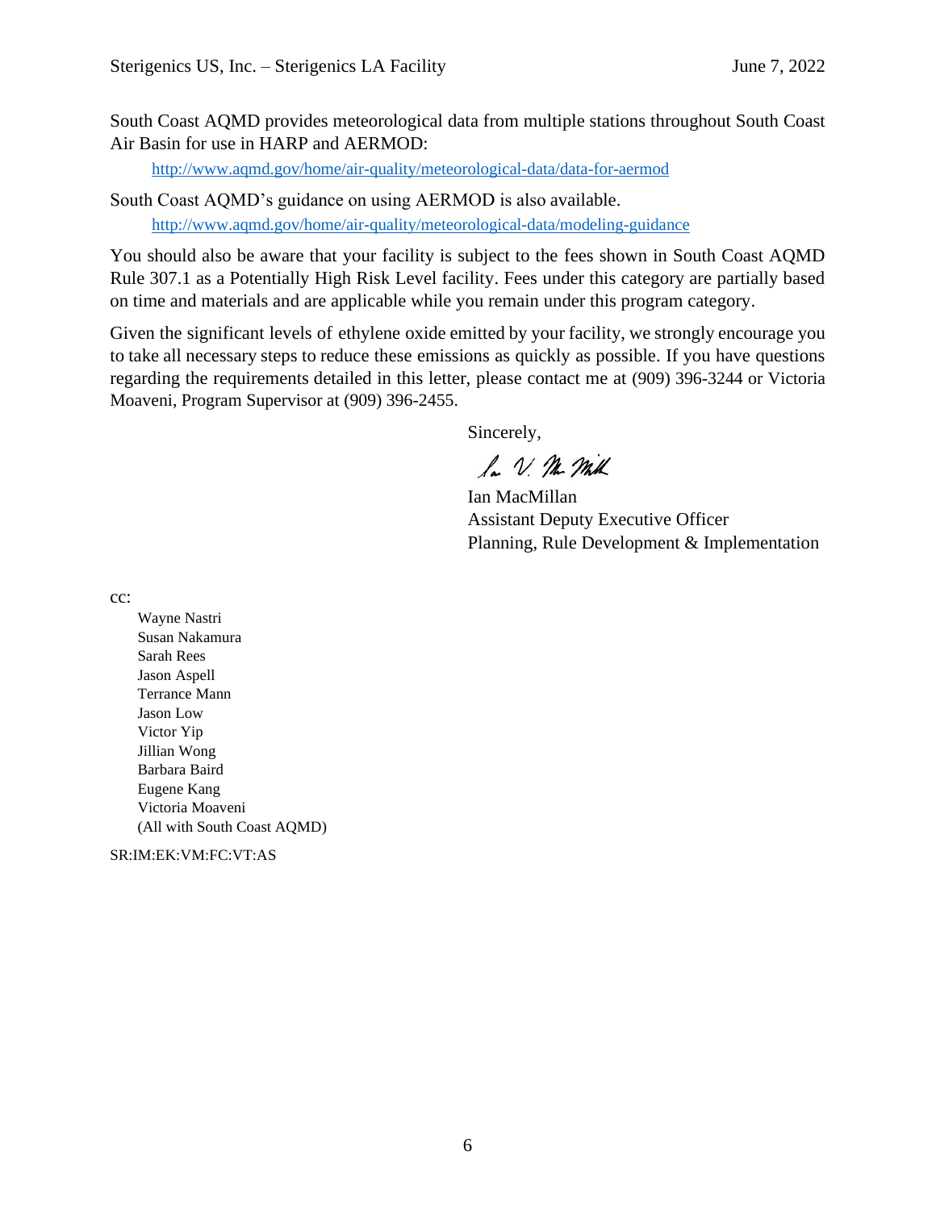South Coast AQMD provides meteorological data from multiple stations throughout South Coast Air Basin for use in HARP and AERMOD:

http://www.aqmd.gov/home/air-quality/meteorological-data/data-for-aermod

South Coast AQMD's guidance on using AERMOD is also available.

http://www.aqmd.gov/home/air-quality/meteorological-data/modeling-guidance

You should also be aware that your facility is subject to the fees shown in South Coast AQMD Rule 307.1 as a Potentially High Risk Level facility. Fees under this category are partially based on time and materials and are applicable while you remain under this program category.

Given the significant levels of ethylene oxide emitted by your facility, we strongly encourage you to take all necessary steps to reduce these emissions as quickly as possible. If you have questions regarding the requirements detailed in this letter, please contact me at (909) 396-3244 or Victoria Moaveni, Program Supervisor at (909) 396-2455.

Sincerely,

Ian V. MacMillan

Ian MacMillan
Assistant Deputy Executive Officer
Planning, Rule Development & Implementation

cc:

Wayne Nastri
Susan Nakamura
Sarah Rees
Jason Aspell
Terrance Mann
Jason Low
Victor Yip
Jillian Wong
Barbara Baird
Eugene Kang
Victoria Moaveni
(All with South Coast AQMD)

SR:IM:EK:VM:FC:VT:AS